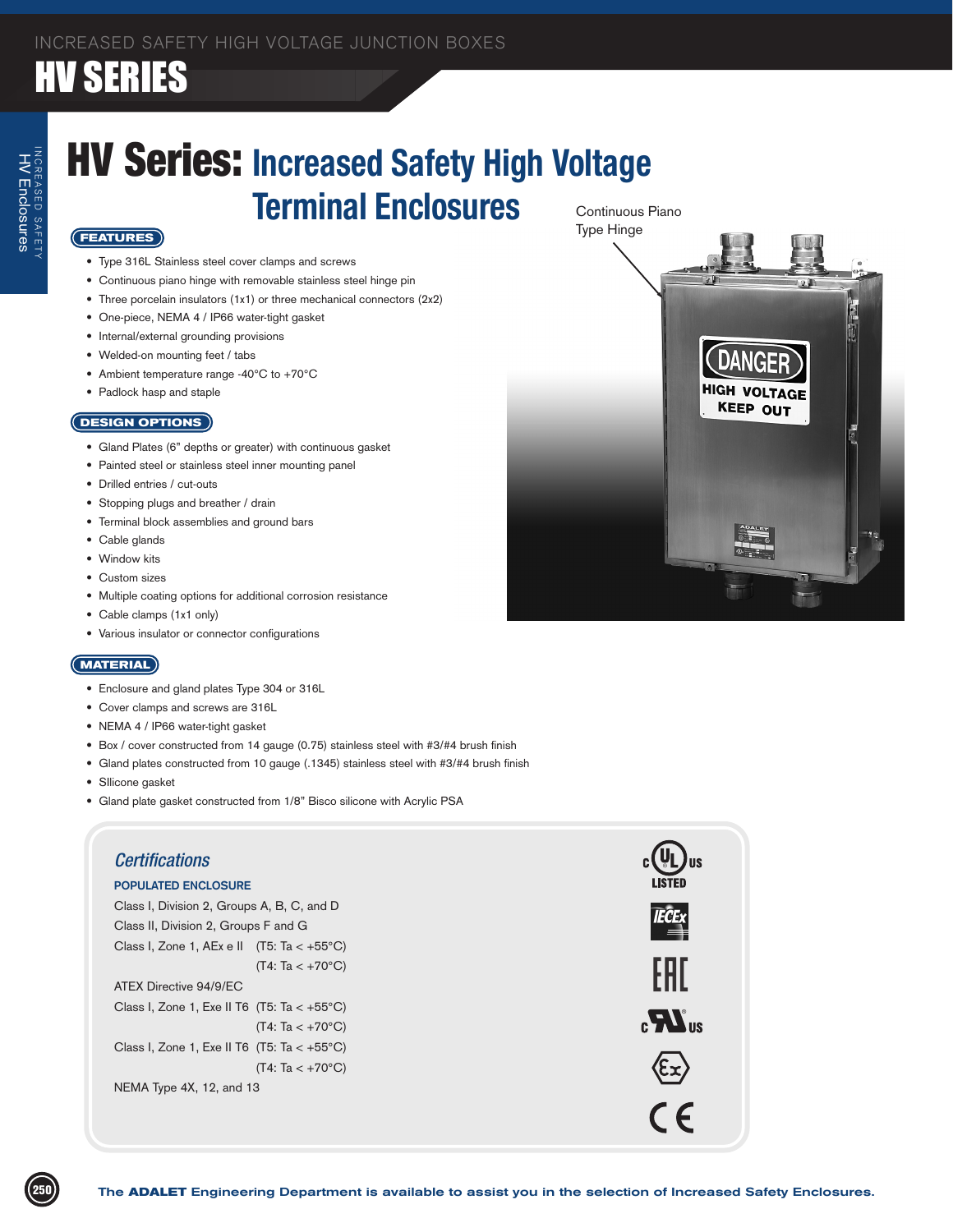# INCREASED SAFETY HIGH VOLTAGE JUNCTION BOXES

# HV SERIES

## HV Series: Increased Safety High Voltage Terminal Enclosures

Continuous Piano Type Hinge

### FEATURES

- Type 316L Stainless steel cover clamps and screws
- Continuous piano hinge with removable stainless steel hinge pin
- Three porcelain insulators (1x1) or three mechanical connectors (2x2)
- One-piece, NEMA 4 / IP66 water-tight gasket
- Internal/external grounding provisions
- Welded-on mounting feet / tabs
- Ambient temperature range -40°C to +70°C
- Padlock hasp and staple

### DESIGN OPTIONS

- Gland Plates (6" depths or greater) with continuous gasket
- Painted steel or stainless steel inner mounting panel
- Drilled entries / cut-outs
- Stopping plugs and breather / drain
- Terminal block assemblies and ground bars
- Cable glands
- Window kits
- Custom sizes
- Multiple coating options for additional corrosion resistance
- Cable clamps (1x1 only)
- Various insulator or connector configurations

### MATERIAL

- Enclosure and gland plates Type 304 or 316L
- Cover clamps and screws are 316L
- NEMA 4 / IP66 water-tight gasket
- Box / cover constructed from 14 gauge (0.75) stainless steel with #3/#4 brush finish
- Gland plates constructed from 10 gauge (.1345) stainless steel with #3/#4 brush finish
- Sllicone gasket
- Gland plate gasket constructed from 1/8" Bisco silicone with Acrylic PSA

### *Certifications*

**POPULATED ENCLOSURE**

Class I, Division 2, Groups A, B, C, and D

Class II, Division 2, Groups F and G

Class I, Zone 1, AEx e II (T5: Ta < +55°C)
(T4: Ta < +70°C)

ATEX Directive 94/9/EC

Class I, Zone 1, Exe II T6 (T5: Ta < +55°C)
(T4: Ta < +70°C)

Class I, Zone 1, Exe II T6 (T5: Ta < +55°C)
(T4: Ta < +70°C)

NEMA Type 4X, 12, and 13

**The ADALET Engineering Department is available to assist you in the selection of Increased Safety Enclosures.**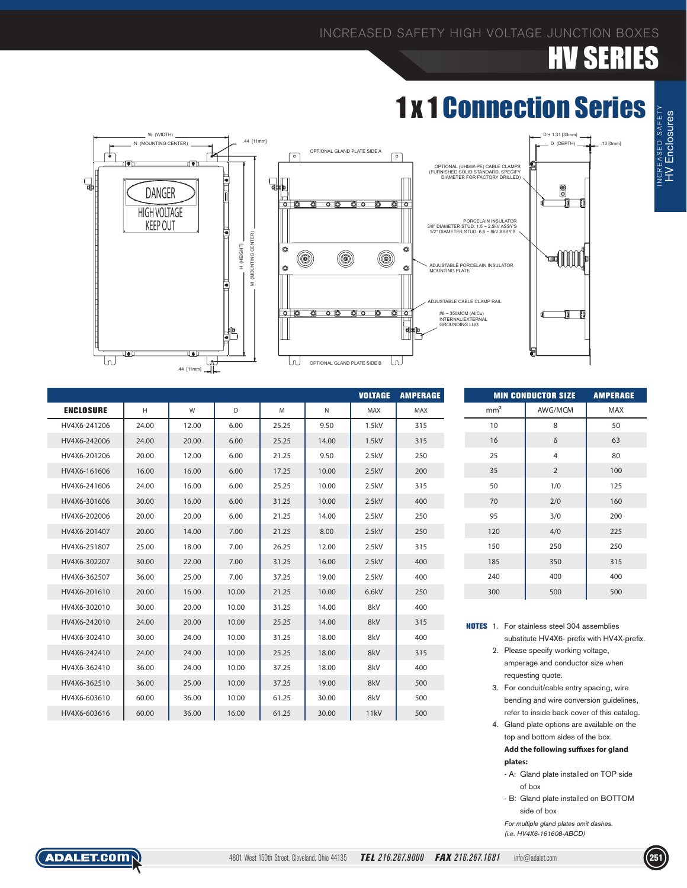INCREASED SAFETY HIGH VOLTAGE JUNCTION BOXES

# HV SERIES

## 1 x 1 Connection Series

W (WIDTH)
N (MOUNTING CENTER)
.44 [11mm]
H (HEIGHT)
M (MOUNTING CENTER)
.44 [11mm]

DANGER
HIGH VOLTAGE
KEEP OUT

OPTIONAL GLAND PLATE SIDE A
OPTIONAL GLAND PLATE SIDE B

D + 1.31 [33mm]
D (DEPTH)
.13 [3mm]

OPTIONAL (UHMW-PE) CABLE CLAMPS (FURNISHED SOLID STANDARD, SPECIFY DIAMETER FOR FACTORY DRILLED)

PORCELAIN INSULATOR
3/8" DIAMETER STUD: 1.5 ~ 2.5kV ASSY'S
1/2" DIAMETER STUD: 6.6 ~ 8kV ASSY'S

ADJUSTABLE PORCELAIN INSULATOR MOUNTING PLATE

ADJUSTABLE CABLE CLAMP RAIL

#6 ~ 350MCM (Al/Cu) INTERNAL/EXTERNAL GROUNDING LUG

| ENCLOSURE | H | W | D | M | N | VOLTAGE MAX | AMPERAGE MAX |
|---|---|---|---|---|---|---|---|
| HV4X6-241206 | 24.00 | 12.00 | 6.00 | 25.25 | 9.50 | 1.5kV | 315 |
| HV4X6-242006 | 24.00 | 20.00 | 6.00 | 25.25 | 14.00 | 1.5kV | 315 |
| HV4X6-201206 | 20.00 | 12.00 | 6.00 | 21.25 | 9.50 | 2.5kV | 250 |
| HV4X6-161606 | 16.00 | 16.00 | 6.00 | 17.25 | 10.00 | 2.5kV | 200 |
| HV4X6-241606 | 24.00 | 16.00 | 6.00 | 25.25 | 10.00 | 2.5kV | 315 |
| HV4X6-301606 | 30.00 | 16.00 | 6.00 | 31.25 | 10.00 | 2.5kV | 400 |
| HV4X6-202006 | 20.00 | 20.00 | 6.00 | 21.25 | 14.00 | 2.5kV | 250 |
| HV4X6-201407 | 20.00 | 14.00 | 7.00 | 21.25 | 8.00 | 2.5kV | 250 |
| HV4X6-251807 | 25.00 | 18.00 | 7.00 | 26.25 | 12.00 | 2.5kV | 315 |
| HV4X6-302207 | 30.00 | 22.00 | 7.00 | 31.25 | 16.00 | 2.5kV | 400 |
| HV4X6-362507 | 36.00 | 25.00 | 7.00 | 37.25 | 19.00 | 2.5kV | 400 |
| HV4X6-201610 | 20.00 | 16.00 | 10.00 | 21.25 | 10.00 | 6.6kV | 250 |
| HV4X6-302010 | 30.00 | 20.00 | 10.00 | 31.25 | 14.00 | 8kV | 400 |
| HV4X6-242010 | 24.00 | 20.00 | 10.00 | 25.25 | 14.00 | 8kV | 315 |
| HV4X6-302410 | 30.00 | 24.00 | 10.00 | 31.25 | 18.00 | 8kV | 400 |
| HV4X6-242410 | 24.00 | 24.00 | 10.00 | 25.25 | 18.00 | 8kV | 315 |
| HV4X6-362410 | 36.00 | 24.00 | 10.00 | 37.25 | 18.00 | 8kV | 400 |
| HV4X6-362510 | 36.00 | 25.00 | 10.00 | 37.25 | 19.00 | 8kV | 500 |
| HV4X6-603610 | 60.00 | 36.00 | 10.00 | 61.25 | 30.00 | 8kV | 500 |
| HV4X6-603616 | 60.00 | 36.00 | 16.00 | 61.25 | 30.00 | 11kV | 500 |

| MIN CONDUCTOR SIZE | | AMPERAGE |
|---|---|---|
| $mm^2$ | AWG/MCM | MAX |
| 10 | 8 | 50 |
| 16 | 6 | 63 |
| 25 | 4 | 80 |
| 35 | 2 | 100 |
| 50 | 1/0 | 125 |
| 70 | 2/0 | 160 |
| 95 | 3/0 | 200 |
| 120 | 4/0 | 225 |
| 150 | 250 | 250 |
| 185 | 350 | 315 |
| 240 | 400 | 400 |
| 300 | 500 | 500 |

**NOTES**

1. For stainless steel 304 assemblies substitute HV4X6- prefix with HV4X-prefix.
2. Please specify working voltage, amperage and conductor size when requesting quote.
3. For conduit/cable entry spacing, wire bending and wire conversion guidelines, refer to inside back cover of this catalog.
4. Gland plate options are available on the top and bottom sides of the box. **Add the following suffixes for gland plates:**
   - A: Gland plate installed on TOP side of box
   - B: Gland plate installed on BOTTOM side of box

   *For multiple gland plates omit dashes. (i.e. HV4X6-161608-ABCD)*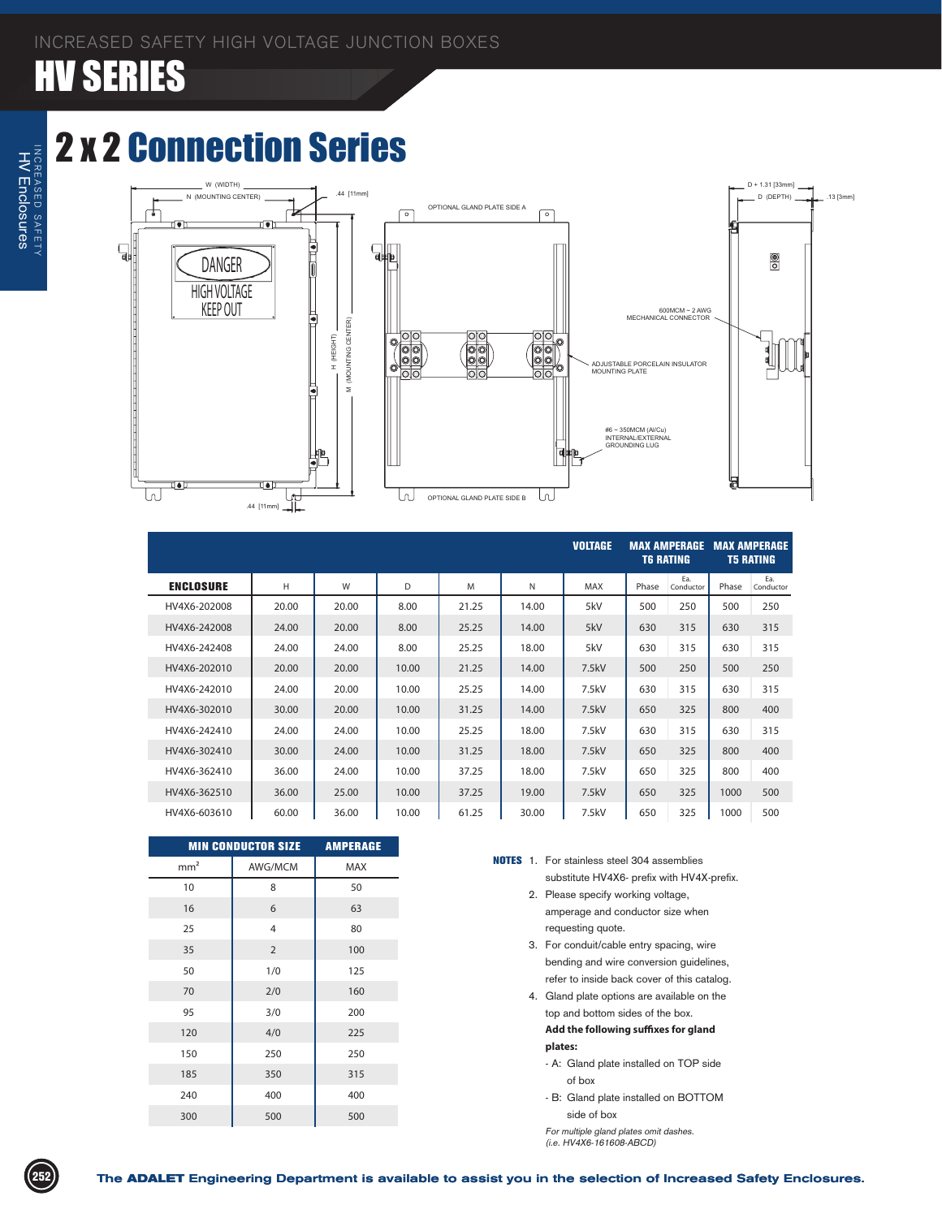INCREASED SAFETY HIGH VOLTAGE JUNCTION BOXES

# HV SERIES

## 2 x 2 Connection Series

W (WIDTH)
N (MOUNTING CENTER)
.44 [11mm]
H (HEIGHT)
M (MOUNTING CENTER)
.44 [11mm]
DANGER
HIGH VOLTAGE
KEEP OUT
OPTIONAL GLAND PLATE SIDE A
OPTIONAL GLAND PLATE SIDE B
600MCM ~ 2 AWG MECHANICAL CONNECTOR
ADJUSTABLE PORCELAIN INSULATOR MOUNTING PLATE
#6 ~ 350MCM (Al/Cu) INTERNAL/EXTERNAL GROUNDING LUG
D + 1.31 [33mm]
D (DEPTH)
.13 [3mm]

| | | | | | | VOLTAGE | MAX AMPERAGE T6 RATING | | MAX AMPERAGE T5 RATING | |
|---|---|---|---|---|---|---|---|---|---|---|
| ENCLOSURE | H | W | D | M | N | MAX | Phase | Ea. Conductor | Phase | Ea. Conductor |
| HV4X6-202008 | 20.00 | 20.00 | 8.00 | 21.25 | 14.00 | 5kV | 500 | 250 | 500 | 250 |
| HV4X6-242008 | 24.00 | 20.00 | 8.00 | 25.25 | 14.00 | 5kV | 630 | 315 | 630 | 315 |
| HV4X6-242408 | 24.00 | 24.00 | 8.00 | 25.25 | 18.00 | 5kV | 630 | 315 | 630 | 315 |
| HV4X6-202010 | 20.00 | 20.00 | 10.00 | 21.25 | 14.00 | 7.5kV | 500 | 250 | 500 | 250 |
| HV4X6-242010 | 24.00 | 20.00 | 10.00 | 25.25 | 14.00 | 7.5kV | 630 | 315 | 630 | 315 |
| HV4X6-302010 | 30.00 | 20.00 | 10.00 | 31.25 | 14.00 | 7.5kV | 650 | 325 | 800 | 400 |
| HV4X6-242410 | 24.00 | 24.00 | 10.00 | 25.25 | 18.00 | 7.5kV | 630 | 315 | 630 | 315 |
| HV4X6-302410 | 30.00 | 24.00 | 10.00 | 31.25 | 18.00 | 7.5kV | 650 | 325 | 800 | 400 |
| HV4X6-362410 | 36.00 | 24.00 | 10.00 | 37.25 | 18.00 | 7.5kV | 650 | 325 | 800 | 400 |
| HV4X6-362510 | 36.00 | 25.00 | 10.00 | 37.25 | 19.00 | 7.5kV | 650 | 325 | 1000 | 500 |
| HV4X6-603610 | 60.00 | 36.00 | 10.00 | 61.25 | 30.00 | 7.5kV | 650 | 325 | 1000 | 500 |

| MIN CONDUCTOR SIZE | | AMPERAGE |
|---|---|---|
| $mm^2$ | AWG/MCM | MAX |
| 10 | 8 | 50 |
| 16 | 6 | 63 |
| 25 | 4 | 80 |
| 35 | 2 | 100 |
| 50 | 1/0 | 125 |
| 70 | 2/0 | 160 |
| 95 | 3/0 | 200 |
| 120 | 4/0 | 225 |
| 150 | 250 | 250 |
| 185 | 350 | 315 |
| 240 | 400 | 400 |
| 300 | 500 | 500 |

**NOTES**

1. For stainless steel 304 assemblies substitute HV4X6- prefix with HV4X-prefix.
2. Please specify working voltage, amperage and conductor size when requesting quote.
3. For conduit/cable entry spacing, wire bending and wire conversion guidelines, refer to inside back cover of this catalog.
4. Gland plate options are available on the top and bottom sides of the box. **Add the following suffixes for gland plates:**
   - A: Gland plate installed on TOP side of box
   - B: Gland plate installed on BOTTOM side of box

   *For multiple gland plates omit dashes. (i.e. HV4X6-161608-ABCD)*

The **ADALET** Engineering Department is available to assist you in the selection of Increased Safety Enclosures.